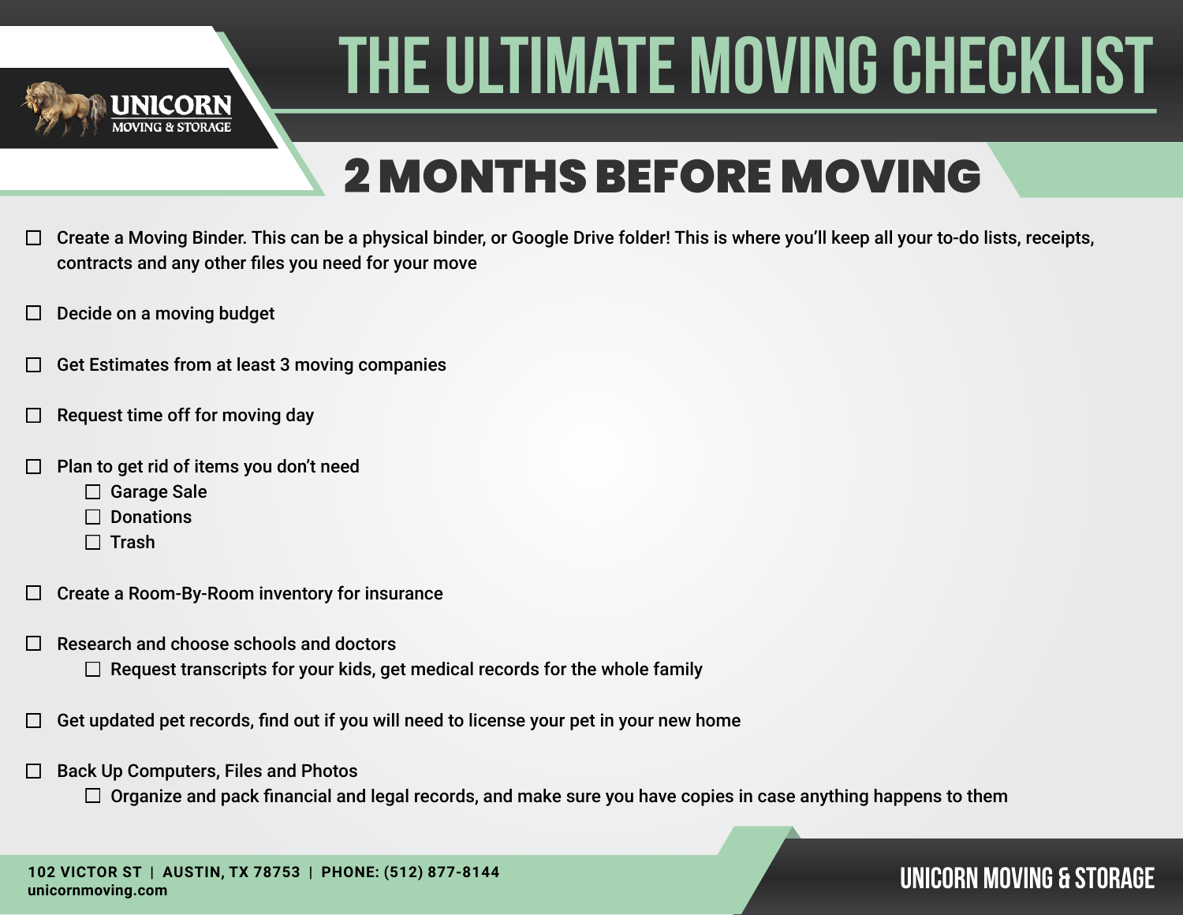UNICORN MOVING & STORAGE

# THE ULTIMATE MOVING CHECKLIST

## 2 MONTHS BEFORE MOVING

- [ ] Create a Moving Binder. This can be a physical binder, or Google Drive folder! This is where you'll keep all your to-do lists, receipts, contracts and any other files you need for your move
- [ ] Decide on a moving budget
- [ ] Get Estimates from at least 3 moving companies
- [ ] Request time off for moving day
- [ ] Plan to get rid of items you don't need
    - [ ] Garage Sale
    - [ ] Donations
    - [ ] Trash
- [ ] Create a Room-By-Room inventory for insurance
- [ ] Research and choose schools and doctors
    - [ ] Request transcripts for your kids, get medical records for the whole family
- [ ] Get updated pet records, find out if you will need to license your pet in your new home
- [ ] Back Up Computers, Files and Photos
    - [ ] Organize and pack financial and legal records, and make sure you have copies in case anything happens to them

102 VICTOR ST | AUSTIN, TX 78753 | PHONE: (512) 877-8144
unicornmoving.com

UNICORN MOVING & STORAGE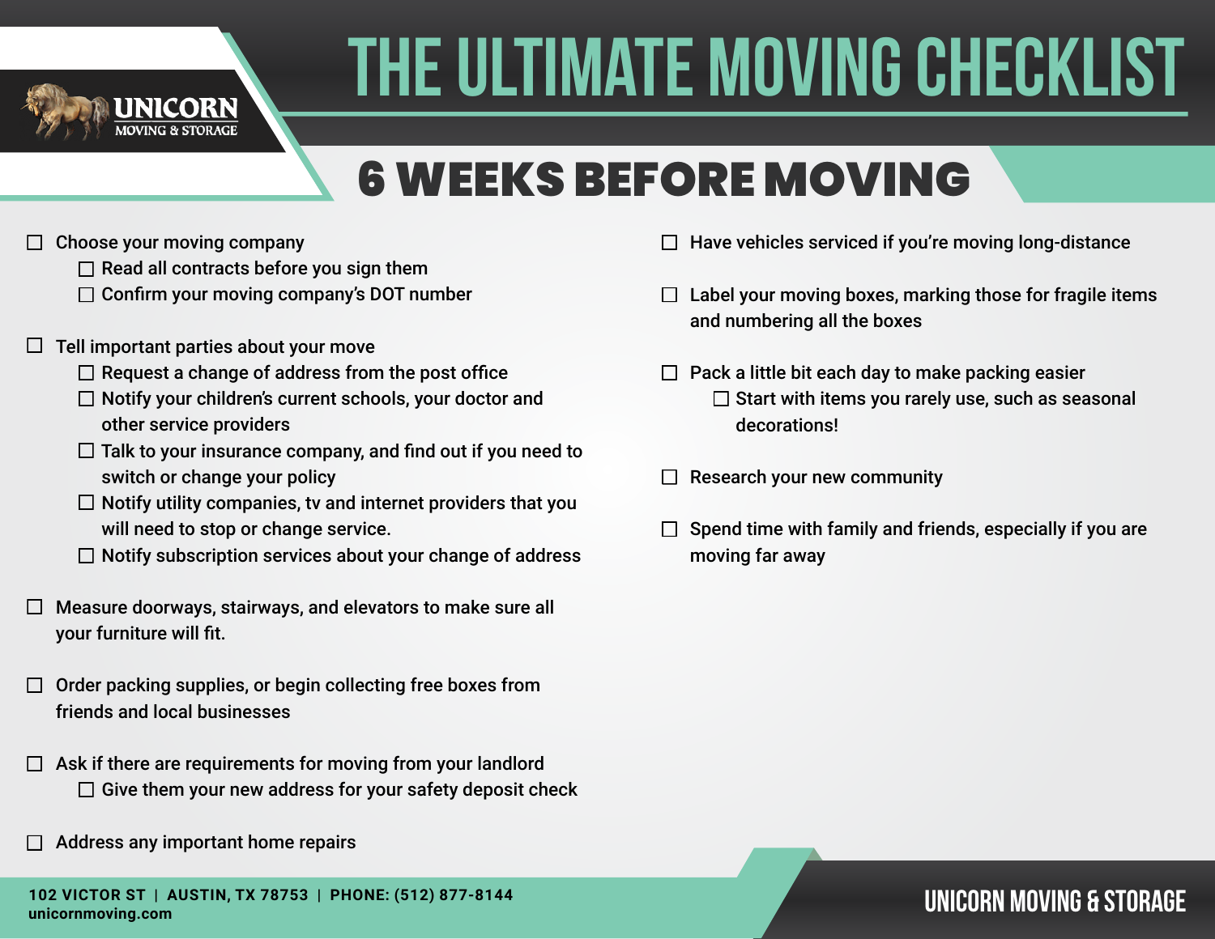# THE ULTIMATE MOVING CHECKLIST

## 6 WEEKS BEFORE MOVING

- ☐ Choose your moving company
  - ☐ Read all contracts before you sign them
  - ☐ Confirm your moving company's DOT number
- ☐ Tell important parties about your move
  - ☐ Request a change of address from the post office
  - ☐ Notify your children's current schools, your doctor and other service providers
  - ☐ Talk to your insurance company, and find out if you need to switch or change your policy
  - ☐ Notify utility companies, tv and internet providers that you will need to stop or change service.
  - ☐ Notify subscription services about your change of address
- ☐ Measure doorways, stairways, and elevators to make sure all your furniture will fit.
- ☐ Order packing supplies, or begin collecting free boxes from friends and local businesses
- ☐ Ask if there are requirements for moving from your landlord
  - ☐ Give them your new address for your safety deposit check
- ☐ Address any important home repairs
- ☐ Have vehicles serviced if you're moving long-distance
- ☐ Label your moving boxes, marking those for fragile items and numbering all the boxes
- ☐ Pack a little bit each day to make packing easier
  - ☐ Start with items you rarely use, such as seasonal decorations!
- ☐ Research your new community
- ☐ Spend time with family and friends, especially if you are moving far away

**102 VICTOR ST | AUSTIN, TX 78753 | PHONE: (512) 877-8144**
**unicornmoving.com**

UNICORN MOVING & STORAGE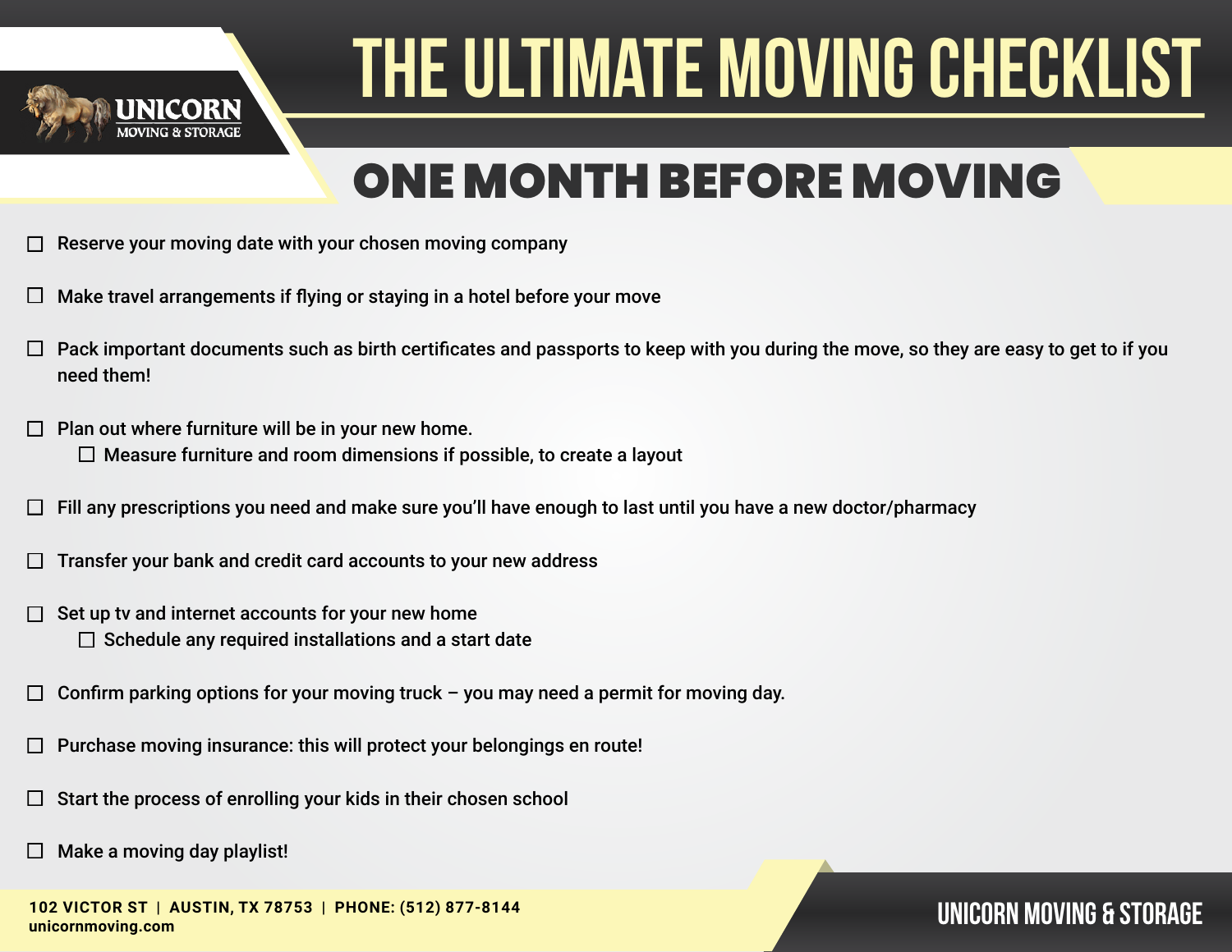UNICORN MOVING & STORAGE

# THE ULTIMATE MOVING CHECKLIST

## ONE MONTH BEFORE MOVING

- [ ] Reserve your moving date with your chosen moving company
- [ ] Make travel arrangements if flying or staying in a hotel before your move
- [ ] Pack important documents such as birth certificates and passports to keep with you during the move, so they are easy to get to if you need them!
- [ ] Plan out where furniture will be in your new home.
  - [ ] Measure furniture and room dimensions if possible, to create a layout
- [ ] Fill any prescriptions you need and make sure you'll have enough to last until you have a new doctor/pharmacy
- [ ] Transfer your bank and credit card accounts to your new address
- [ ] Set up tv and internet accounts for your new home
  - [ ] Schedule any required installations and a start date
- [ ] Confirm parking options for your moving truck – you may need a permit for moving day.
- [ ] Purchase moving insurance: this will protect your belongings en route!
- [ ] Start the process of enrolling your kids in their chosen school
- [ ] Make a moving day playlist!

**102 VICTOR ST | AUSTIN, TX 78753 | PHONE: (512) 877-8144**
**unicornmoving.com**

UNICORN MOVING & STORAGE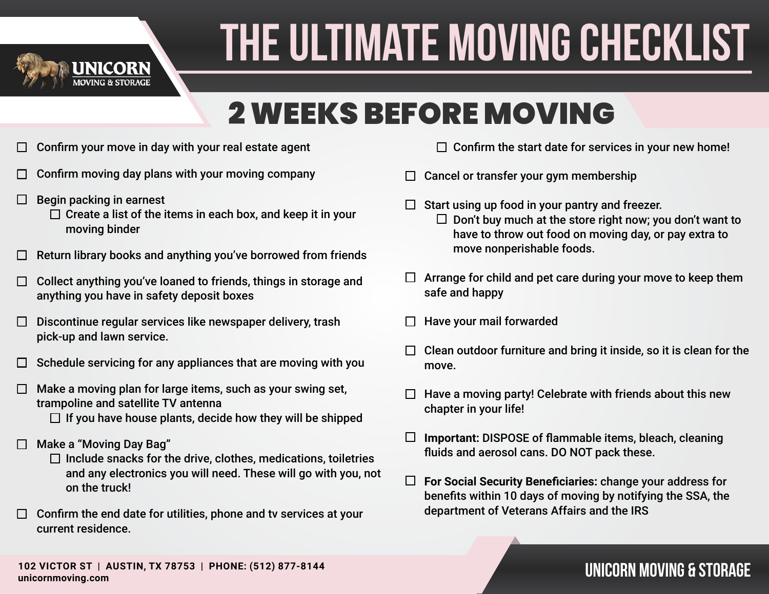# THE ULTIMATE MOVING CHECKLIST

UNICORN MOVING & STORAGE

## 2 WEEKS BEFORE MOVING

- [ ] Confirm your move in day with your real estate agent
- [ ] Confirm moving day plans with your moving company
- [ ] Begin packing in earnest
  - [ ] Create a list of the items in each box, and keep it in your moving binder
- [ ] Return library books and anything you've borrowed from friends
- [ ] Collect anything you've loaned to friends, things in storage and anything you have in safety deposit boxes
- [ ] Discontinue regular services like newspaper delivery, trash pick-up and lawn service.
- [ ] Schedule servicing for any appliances that are moving with you
- [ ] Make a moving plan for large items, such as your swing set, trampoline and satellite TV antenna
  - [ ] If you have house plants, decide how they will be shipped
- [ ] Make a "Moving Day Bag"
  - [ ] Include snacks for the drive, clothes, medications, toiletries and any electronics you will need. These will go with you, not on the truck!
- [ ] Confirm the end date for utilities, phone and tv services at your current residence.
  - [ ] Confirm the start date for services in your new home!
- [ ] Cancel or transfer your gym membership
- [ ] Start using up food in your pantry and freezer.
  - [ ] Don't buy much at the store right now; you don't want to have to throw out food on moving day, or pay extra to move nonperishable foods.
- [ ] Arrange for child and pet care during your move to keep them safe and happy
- [ ] Have your mail forwarded
- [ ] Clean outdoor furniture and bring it inside, so it is clean for the move.
- [ ] Have a moving party! Celebrate with friends about this new chapter in your life!
- [ ] **Important:** DISPOSE of flammable items, bleach, cleaning fluids and aerosol cans. DO NOT pack these.
- [ ] **For Social Security Beneficiaries:** change your address for benefits within 10 days of moving by notifying the SSA, the department of Veterans Affairs and the IRS

102 VICTOR ST | AUSTIN, TX 78753 | PHONE: (512) 877-8144
unicornmoving.com

UNICORN MOVING & STORAGE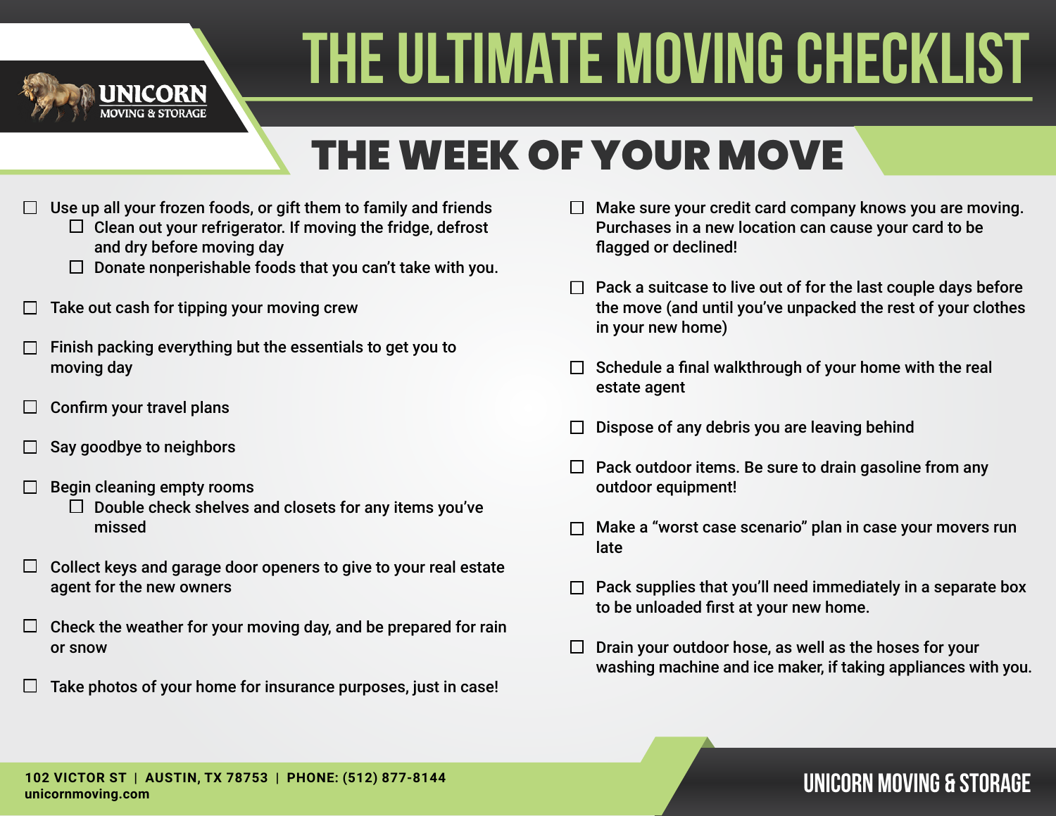# THE ULTIMATE MOVING CHECKLIST

UNICORN MOVING & STORAGE

## THE WEEK OF YOUR MOVE

- ☐ Use up all your frozen foods, or gift them to family and friends
    - ☐ Clean out your refrigerator. If moving the fridge, defrost and dry before moving day
    - ☐ Donate nonperishable foods that you can't take with you.
- ☐ Take out cash for tipping your moving crew
- ☐ Finish packing everything but the essentials to get you to moving day
- ☐ Confirm your travel plans
- ☐ Say goodbye to neighbors
- ☐ Begin cleaning empty rooms
    - ☐ Double check shelves and closets for any items you've missed
- ☐ Collect keys and garage door openers to give to your real estate agent for the new owners
- ☐ Check the weather for your moving day, and be prepared for rain or snow
- ☐ Take photos of your home for insurance purposes, just in case!
- ☐ Make sure your credit card company knows you are moving. Purchases in a new location can cause your card to be flagged or declined!
- ☐ Pack a suitcase to live out of for the last couple days before the move (and until you've unpacked the rest of your clothes in your new home)
- ☐ Schedule a final walkthrough of your home with the real estate agent
- ☐ Dispose of any debris you are leaving behind
- ☐ Pack outdoor items. Be sure to drain gasoline from any outdoor equipment!
- ☐ Make a "worst case scenario" plan in case your movers run late
- ☐ Pack supplies that you'll need immediately in a separate box to be unloaded first at your new home.
- ☐ Drain your outdoor hose, as well as the hoses for your washing machine and ice maker, if taking appliances with you.

**102 VICTOR ST | AUSTIN, TX 78753 | PHONE: (512) 877-8144**
**unicornmoving.com**

UNICORN MOVING & STORAGE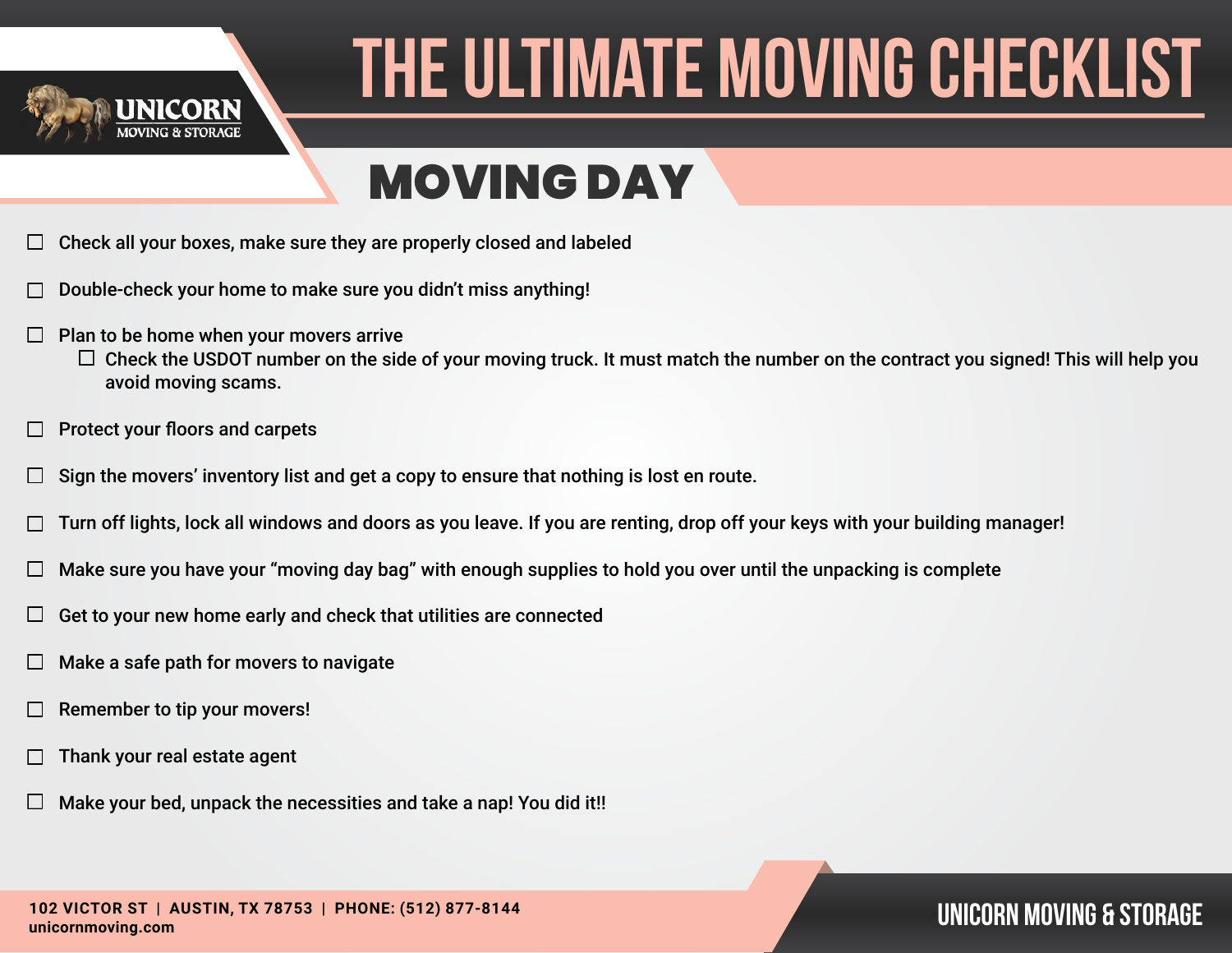# THE ULTIMATE MOVING CHECKLIST

## MOVING DAY

- [ ] Check all your boxes, make sure they are properly closed and labeled
- [ ] Double-check your home to make sure you didn't miss anything!
- [ ] Plan to be home when your movers arrive
    - [ ] Check the USDOT number on the side of your moving truck. It must match the number on the contract you signed! This will help you avoid moving scams.
- [ ] Protect your floors and carpets
- [ ] Sign the movers' inventory list and get a copy to ensure that nothing is lost en route.
- [ ] Turn off lights, lock all windows and doors as you leave. If you are renting, drop off your keys with your building manager!
- [ ] Make sure you have your "moving day bag" with enough supplies to hold you over until the unpacking is complete
- [ ] Get to your new home early and check that utilities are connected
- [ ] Make a safe path for movers to navigate
- [ ] Remember to tip your movers!
- [ ] Thank your real estate agent
- [ ] Make your bed, unpack the necessities and take a nap! You did it!!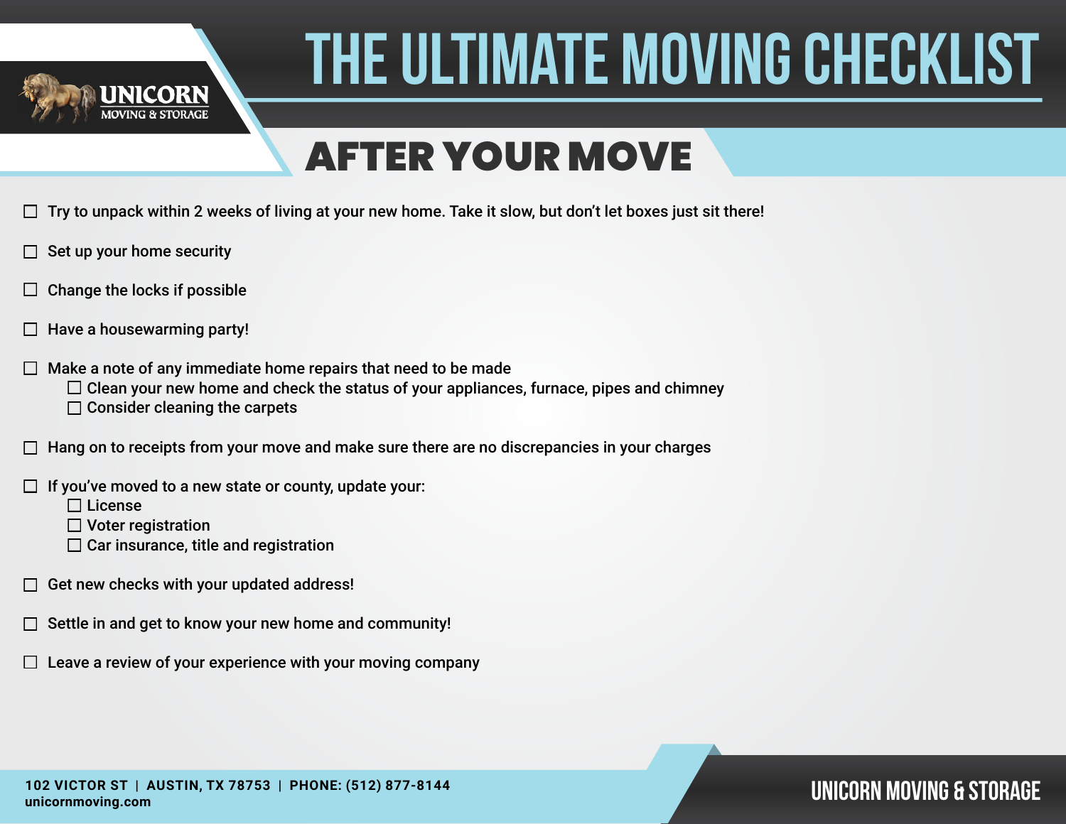UNICORN
MOVING & STORAGE

# THE ULTIMATE MOVING CHECKLIST

## AFTER YOUR MOVE

- [ ] Try to unpack within 2 weeks of living at your new home. Take it slow, but don't let boxes just sit there!
- [ ] Set up your home security
- [ ] Change the locks if possible
- [ ] Have a housewarming party!
- [ ] Make a note of any immediate home repairs that need to be made
  - [ ] Clean your new home and check the status of your appliances, furnace, pipes and chimney
  - [ ] Consider cleaning the carpets
- [ ] Hang on to receipts from your move and make sure there are no discrepancies in your charges
- [ ] If you've moved to a new state or county, update your:
  - [ ] License
  - [ ] Voter registration
  - [ ] Car insurance, title and registration
- [ ] Get new checks with your updated address!
- [ ] Settle in and get to know your new home and community!
- [ ] Leave a review of your experience with your moving company

**102 VICTOR ST | AUSTIN, TX 78753 | PHONE: (512) 877-8144**
**unicornmoving.com**

UNICORN MOVING & STORAGE